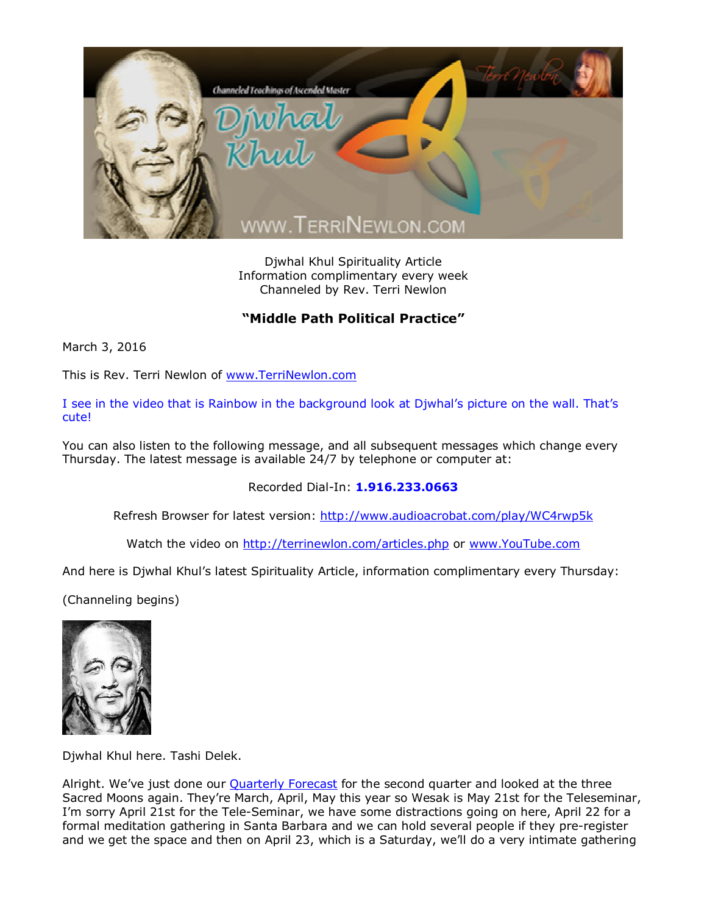Djwhal Khul Spirituality Article
Information complimentary every week
Channeled by Rev. Terri Newlon

## "Middle Path Political Practice"

March 3, 2016

This is Rev. Terri Newlon of www.TerriNewlon.com

I see in the video that is Rainbow in the background look at Djwhal's picture on the wall. That's cute!

You can also listen to the following message, and all subsequent messages which change every Thursday. The latest message is available 24/7 by telephone or computer at:

Recorded Dial-In: **1.916.233.0663**

Refresh Browser for latest version: http://www.audioacrobat.com/play/WC4rwp5k

Watch the video on http://terrinewlon.com/articles.php or www.YouTube.com

And here is Djwhal Khul's latest Spirituality Article, information complimentary every Thursday:

(Channeling begins)

Djwhal Khul here. Tashi Delek.

Alright. We've just done our Quarterly Forecast for the second quarter and looked at the three Sacred Moons again. They're March, April, May this year so Wesak is May 21st for the Teleseminar, I'm sorry April 21st for the Tele-Seminar, we have some distractions going on here, April 22 for a formal meditation gathering in Santa Barbara and we can hold several people if they pre-register and we get the space and then on April 23, which is a Saturday, we'll do a very intimate gathering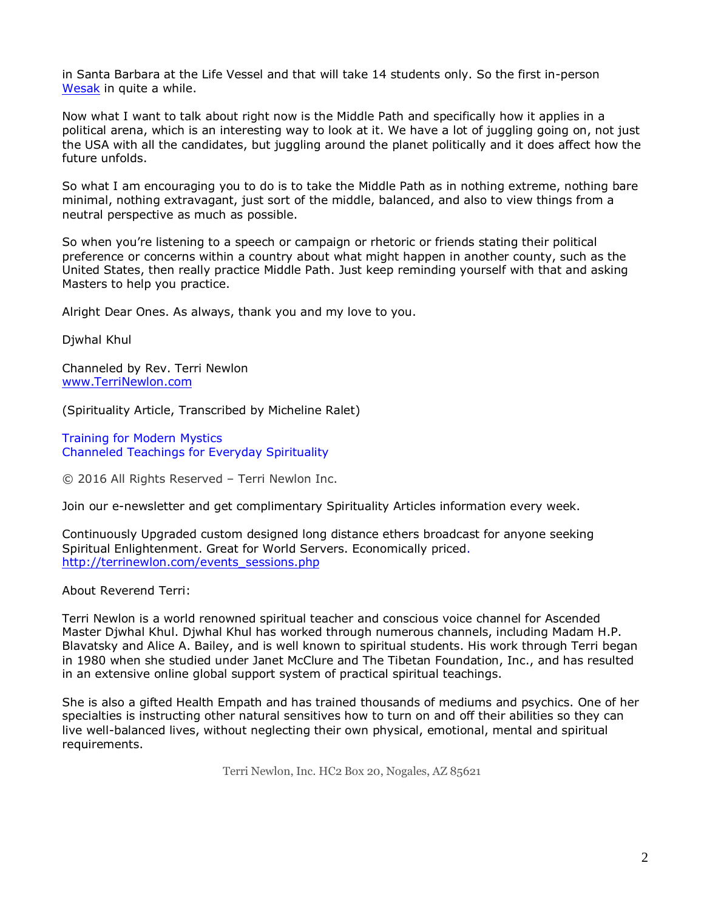in Santa Barbara at the Life Vessel and that will take 14 students only. So the first in-person Wesak in quite a while.

Now what I want to talk about right now is the Middle Path and specifically how it applies in a political arena, which is an interesting way to look at it. We have a lot of juggling going on, not just the USA with all the candidates, but juggling around the planet politically and it does affect how the future unfolds.

So what I am encouraging you to do is to take the Middle Path as in nothing extreme, nothing bare minimal, nothing extravagant, just sort of the middle, balanced, and also to view things from a neutral perspective as much as possible.

So when you're listening to a speech or campaign or rhetoric or friends stating their political preference or concerns within a country about what might happen in another county, such as the United States, then really practice Middle Path. Just keep reminding yourself with that and asking Masters to help you practice.

Alright Dear Ones. As always, thank you and my love to you.

Djwhal Khul

Channeled by Rev. Terri Newlon
www.TerriNewlon.com

(Spirituality Article, Transcribed by Micheline Ralet)

Training for Modern Mystics
Channeled Teachings for Everyday Spirituality

© 2016 All Rights Reserved – Terri Newlon Inc.

Join our e-newsletter and get complimentary Spirituality Articles information every week.

Continuously Upgraded custom designed long distance ethers broadcast for anyone seeking Spiritual Enlightenment. Great for World Servers. Economically priced.
http://terrinewlon.com/events_sessions.php

About Reverend Terri:

Terri Newlon is a world renowned spiritual teacher and conscious voice channel for Ascended Master Djwhal Khul. Djwhal Khul has worked through numerous channels, including Madam H.P. Blavatsky and Alice A. Bailey, and is well known to spiritual students. His work through Terri began in 1980 when she studied under Janet McClure and The Tibetan Foundation, Inc., and has resulted in an extensive online global support system of practical spiritual teachings.

She is also a gifted Health Empath and has trained thousands of mediums and psychics. One of her specialties is instructing other natural sensitives how to turn on and off their abilities so they can live well-balanced lives, without neglecting their own physical, emotional, mental and spiritual requirements.

Terri Newlon, Inc. HC2 Box 20, Nogales, AZ 85621